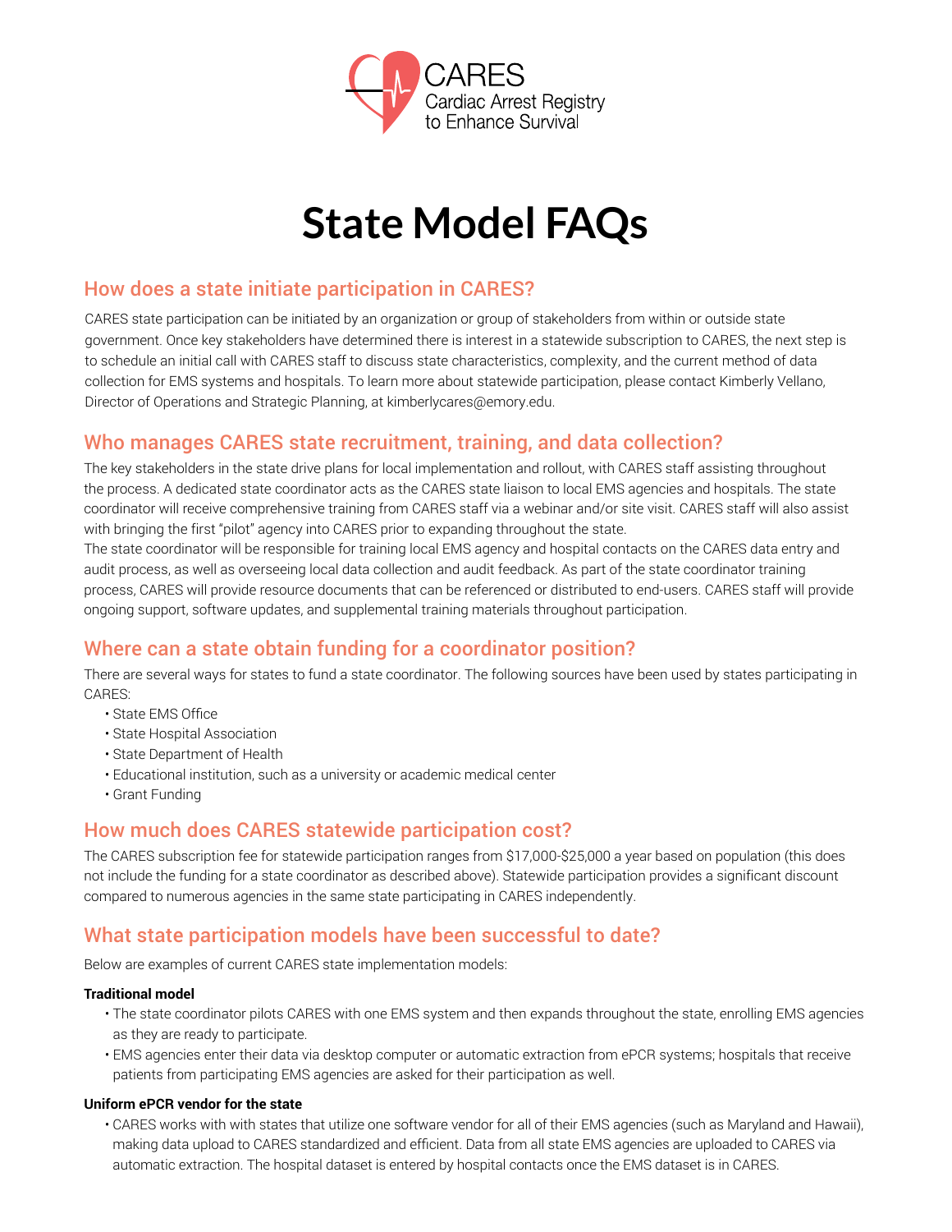CARES
Cardiac Arrest Registry
to Enhance Survival

# State Model FAQs

## How does a state initiate participation in CARES?

CARES state participation can be initiated by an organization or group of stakeholders from within or outside state government. Once key stakeholders have determined there is interest in a statewide subscription to CARES, the next step is to schedule an initial call with CARES staff to discuss state characteristics, complexity, and the current method of data collection for EMS systems and hospitals. To learn more about statewide participation, please contact Kimberly Vellano, Director of Operations and Strategic Planning, at kimberlycares@emory.edu.

## Who manages CARES state recruitment, training, and data collection?

The key stakeholders in the state drive plans for local implementation and rollout, with CARES staff assisting throughout the process. A dedicated state coordinator acts as the CARES state liaison to local EMS agencies and hospitals. The state coordinator will receive comprehensive training from CARES staff via a webinar and/or site visit. CARES staff will also assist with bringing the first "pilot" agency into CARES prior to expanding throughout the state.
The state coordinator will be responsible for training local EMS agency and hospital contacts on the CARES data entry and audit process, as well as overseeing local data collection and audit feedback. As part of the state coordinator training process, CARES will provide resource documents that can be referenced or distributed to end-users. CARES staff will provide ongoing support, software updates, and supplemental training materials throughout participation.

## Where can a state obtain funding for a coordinator position?

There are several ways for states to fund a state coordinator. The following sources have been used by states participating in CARES:

- State EMS Office
- State Hospital Association
- State Department of Health
- Educational institution, such as a university or academic medical center
- Grant Funding

## How much does CARES statewide participation cost?

The CARES subscription fee for statewide participation ranges from $17,000-$25,000 a year based on population (this does not include the funding for a state coordinator as described above). Statewide participation provides a significant discount compared to numerous agencies in the same state participating in CARES independently.

## What state participation models have been successful to date?

Below are examples of current CARES state implementation models:

**Traditional model**

- The state coordinator pilots CARES with one EMS system and then expands throughout the state, enrolling EMS agencies as they are ready to participate.
- EMS agencies enter their data via desktop computer or automatic extraction from ePCR systems; hospitals that receive patients from participating EMS agencies are asked for their participation as well.

**Uniform ePCR vendor for the state**

- CARES works with with states that utilize one software vendor for all of their EMS agencies (such as Maryland and Hawaii), making data upload to CARES standardized and efficient. Data from all state EMS agencies are uploaded to CARES via automatic extraction. The hospital dataset is entered by hospital contacts once the EMS dataset is in CARES.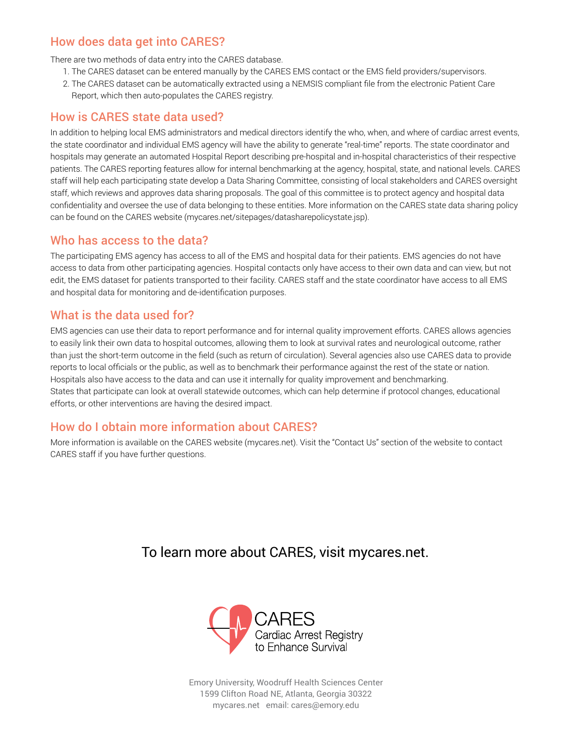## How does data get into CARES?

There are two methods of data entry into the CARES database.

1. The CARES dataset can be entered manually by the CARES EMS contact or the EMS field providers/supervisors.
2. The CARES dataset can be automatically extracted using a NEMSIS compliant file from the electronic Patient Care Report, which then auto-populates the CARES registry.

## How is CARES state data used?

In addition to helping local EMS administrators and medical directors identify the who, when, and where of cardiac arrest events, the state coordinator and individual EMS agency will have the ability to generate "real-time" reports. The state coordinator and hospitals may generate an automated Hospital Report describing pre-hospital and in-hospital characteristics of their respective patients. The CARES reporting features allow for internal benchmarking at the agency, hospital, state, and national levels. CARES staff will help each participating state develop a Data Sharing Committee, consisting of local stakeholders and CARES oversight staff, which reviews and approves data sharing proposals. The goal of this committee is to protect agency and hospital data confidentiality and oversee the use of data belonging to these entities. More information on the CARES state data sharing policy can be found on the CARES website (mycares.net/sitepages/datasharepolicystate.jsp).

## Who has access to the data?

The participating EMS agency has access to all of the EMS and hospital data for their patients. EMS agencies do not have access to data from other participating agencies. Hospital contacts only have access to their own data and can view, but not edit, the EMS dataset for patients transported to their facility. CARES staff and the state coordinator have access to all EMS and hospital data for monitoring and de-identification purposes.

## What is the data used for?

EMS agencies can use their data to report performance and for internal quality improvement efforts. CARES allows agencies to easily link their own data to hospital outcomes, allowing them to look at survival rates and neurological outcome, rather than just the short-term outcome in the field (such as return of circulation). Several agencies also use CARES data to provide reports to local officials or the public, as well as to benchmark their performance against the rest of the state or nation. Hospitals also have access to the data and can use it internally for quality improvement and benchmarking.
States that participate can look at overall statewide outcomes, which can help determine if protocol changes, educational efforts, or other interventions are having the desired impact.

## How do I obtain more information about CARES?

More information is available on the CARES website (mycares.net). Visit the "Contact Us" section of the website to contact CARES staff if you have further questions.

To learn more about CARES, visit mycares.net.

CARES
Cardiac Arrest Registry to Enhance Survival

Emory University, Woodruff Health Sciences Center
1599 Clifton Road NE, Atlanta, Georgia 30322
mycares.net email: cares@emory.edu